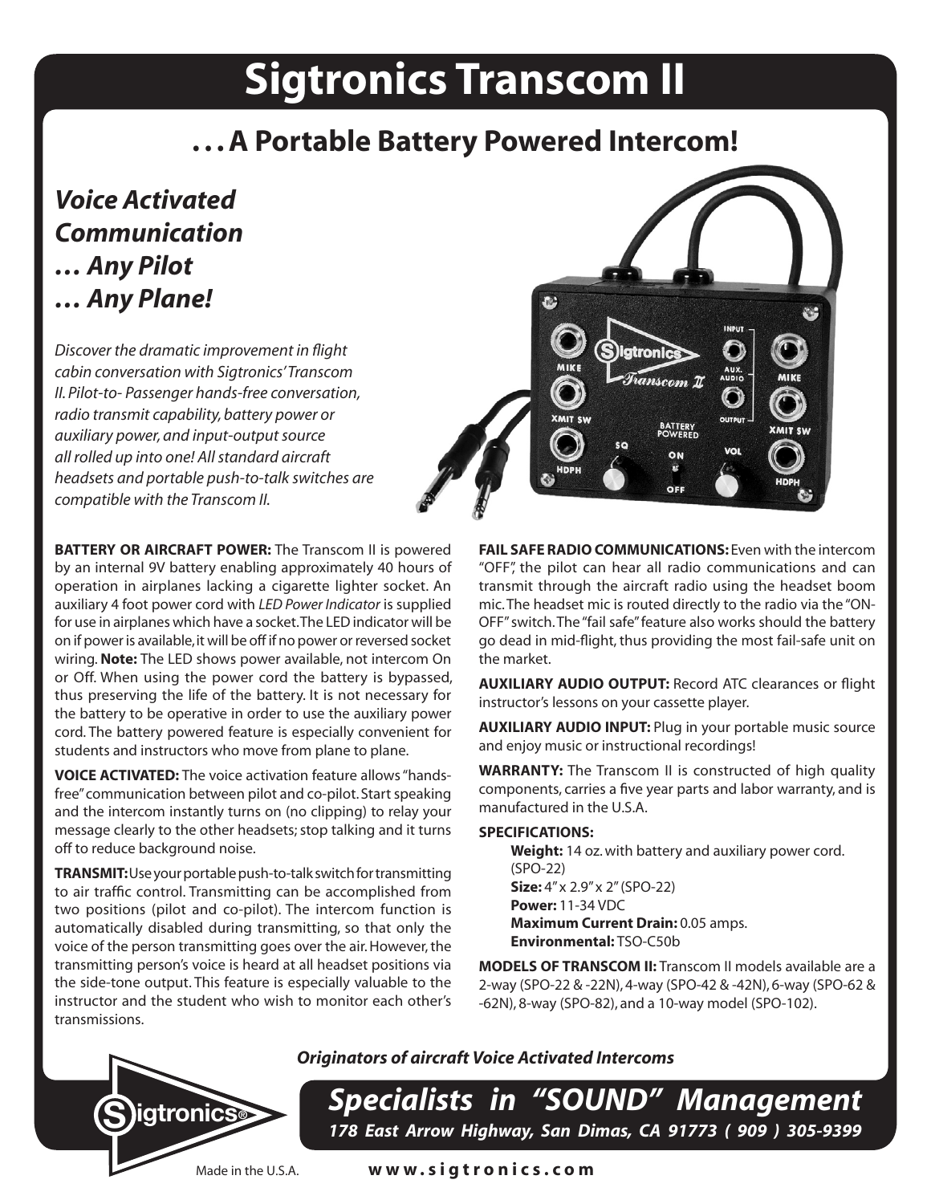# Sigtronics Transcom II

## . . . A Portable Battery Powered Intercom!

***Voice Activated Communication … Any Pilot … Any Plane!***

*Discover the dramatic improvement in flight cabin conversation with Sigtronics' Transcom II. Pilot-to- Passenger hands-free conversation, radio transmit capability, battery power or auxiliary power, and input-output source all rolled up into one! All standard aircraft headsets and portable push-to-talk switches are compatible with the Transcom II.*

**BATTERY OR AIRCRAFT POWER:** The Transcom II is powered by an internal 9V battery enabling approximately 40 hours of operation in airplanes lacking a cigarette lighter socket. An auxiliary 4 foot power cord with *LED Power Indicator* is supplied for use in airplanes which have a socket. The LED indicator will be on if power is available, it will be off if no power or reversed socket wiring. **Note:** The LED shows power available, not intercom On or Off. When using the power cord the battery is bypassed, thus preserving the life of the battery. It is not necessary for the battery to be operative in order to use the auxiliary power cord. The battery powered feature is especially convenient for students and instructors who move from plane to plane.

**VOICE ACTIVATED:** The voice activation feature allows "hands-free" communication between pilot and co-pilot. Start speaking and the intercom instantly turns on (no clipping) to relay your message clearly to the other headsets; stop talking and it turns off to reduce background noise.

**TRANSMIT:** Use your portable push-to-talk switch for transmitting to air traffic control. Transmitting can be accomplished from two positions (pilot and co-pilot). The intercom function is automatically disabled during transmitting, so that only the voice of the person transmitting goes over the air. However, the transmitting person's voice is heard at all headset positions via the side-tone output. This feature is especially valuable to the instructor and the student who wish to monitor each other's transmissions.

**FAIL SAFE RADIO COMMUNICATIONS:** Even with the intercom "OFF", the pilot can hear all radio communications and can transmit through the aircraft radio using the headset boom mic. The headset mic is routed directly to the radio via the "ON-OFF" switch. The "fail safe" feature also works should the battery go dead in mid-flight, thus providing the most fail-safe unit on the market.

**AUXILIARY AUDIO OUTPUT:** Record ATC clearances or flight instructor's lessons on your cassette player.

**AUXILIARY AUDIO INPUT:** Plug in your portable music source and enjoy music or instructional recordings!

**WARRANTY:** The Transcom II is constructed of high quality components, carries a five year parts and labor warranty, and is manufactured in the U.S.A.

**SPECIFICATIONS:**

- **Weight:** 14 oz. with battery and auxiliary power cord. (SPO-22)
- **Size:** 4" x 2.9" x 2" (SPO-22)
- **Power:** 11-34 VDC
- **Maximum Current Drain:** 0.05 amps.
- **Environmental:** TSO-C50b

**MODELS OF TRANSCOM II:** Transcom II models available are a 2-way (SPO-22 & -22N), 4-way (SPO-42 & -42N), 6-way (SPO-62 & -62N), 8-way (SPO-82), and a 10-way model (SPO-102).

***Originators of aircraft Voice Activated Intercoms***

***Specialists in "SOUND" Management***

***178 East Arrow Highway, San Dimas, CA 91773 ( 909 ) 305-9399***

Made in the U.S.A.

**www.sigtronics.com**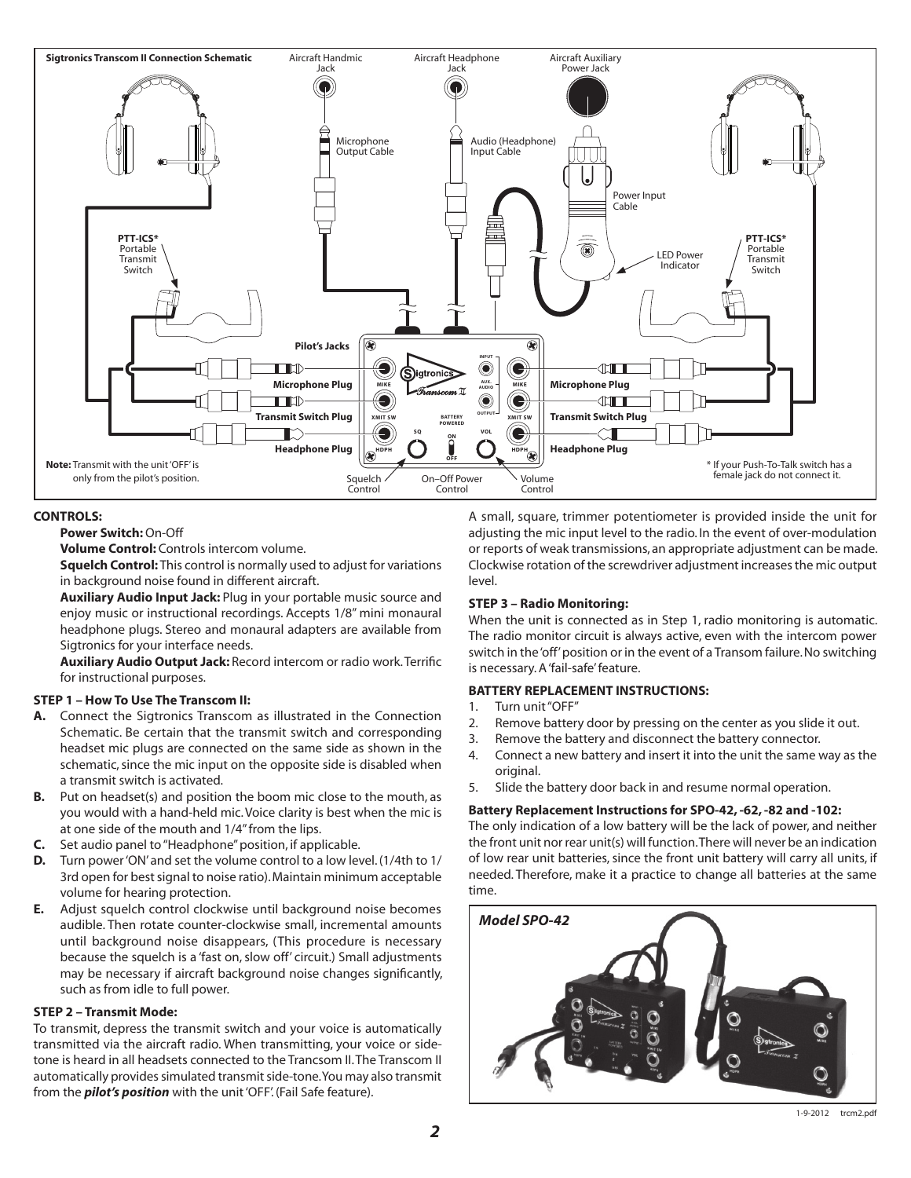**Sigtronics Transcom II Connection Schematic**

Aircraft Handmic Jack

Aircraft Headphone Jack

Aircraft Auxiliary Power Jack

Microphone Output Cable

Audio (Headphone) Input Cable

Power Input Cable

LED Power Indicator

**PTT-ICS*** Portable Transmit Switch

**PTT-ICS*** Portable Transmit Switch

**Pilot's Jacks**

**Microphone Plug**

**Transmit Switch Plug**

**Headphone Plug**

**Microphone Plug**

**Transmit Switch Plug**

**Headphone Plug**

MIKE

XMIT SW

HDPH

INPUT

AUX. AUDIO

OUTPUT

BATTERY POWERED

SQ

ON

OFF

VOL

MIKE

XMIT SW

HDPH

Squelch Control

On–Off Power Control

Volume Control

**Note:** Transmit with the unit 'OFF' is only from the pilot's position.

* If your Push-To-Talk switch has a female jack do not connect it.

## CONTROLS:

**Power Switch:** On-Off

**Volume Control:** Controls intercom volume.

**Squelch Control:** This control is normally used to adjust for variations in background noise found in different aircraft.

**Auxiliary Audio Input Jack:** Plug in your portable music source and enjoy music or instructional recordings. Accepts 1/8" mini monaural headphone plugs. Stereo and monaural adapters are available from Sigtronics for your interface needs.

**Auxiliary Audio Output Jack:** Record intercom or radio work. Terrific for instructional purposes.

## STEP 1 – How To Use The Transcom II:

**A.** Connect the Sigtronics Transcom as illustrated in the Connection Schematic. Be certain that the transmit switch and corresponding headset mic plugs are connected on the same side as shown in the schematic, since the mic input on the opposite side is disabled when a transmit switch is activated.

**B.** Put on headset(s) and position the boom mic close to the mouth, as you would with a hand-held mic. Voice clarity is best when the mic is at one side of the mouth and 1/4" from the lips.

**C.** Set audio panel to "Headphone" position, if applicable.

**D.** Turn power 'ON' and set the volume control to a low level. (1/4th to 1/3rd open for best signal to noise ratio). Maintain minimum acceptable volume for hearing protection.

**E.** Adjust squelch control clockwise until background noise becomes audible. Then rotate counter-clockwise small, incremental amounts until background noise disappears, (This procedure is necessary because the squelch is a 'fast on, slow off' circuit.) Small adjustments may be necessary if aircraft background noise changes significantly, such as from idle to full power.

## STEP 2 – Transmit Mode:

To transmit, depress the transmit switch and your voice is automatically transmitted via the aircraft radio. When transmitting, your voice or side-tone is heard in all headsets connected to the Trancsom II. The Transcom II automatically provides simulated transmit side-tone. You may also transmit from the ***pilot's position*** with the unit 'OFF'. (Fail Safe feature).

A small, square, trimmer potentiometer is provided inside the unit for adjusting the mic input level to the radio. In the event of over-modulation or reports of weak transmissions, an appropriate adjustment can be made. Clockwise rotation of the screwdriver adjustment increases the mic output level.

## STEP 3 – Radio Monitoring:

When the unit is connected as in Step 1, radio monitoring is automatic. The radio monitor circuit is always active, even with the intercom power switch in the 'off' position or in the event of a Transom failure. No switching is necessary. A 'fail-safe' feature.

## BATTERY REPLACEMENT INSTRUCTIONS:

1. Turn unit "OFF"
2. Remove battery door by pressing on the center as you slide it out.
3. Remove the battery and disconnect the battery connector.
4. Connect a new battery and insert it into the unit the same way as the original.
5. Slide the battery door back in and resume normal operation.

### Battery Replacement Instructions for SPO-42, -62, -82 and -102:

The only indication of a low battery will be the lack of power, and neither the front unit nor rear unit(s) will function. There will never be an indication of low rear unit batteries, since the front unit battery will carry all units, if needed. Therefore, make it a practice to change all batteries at the same time.

***Model SPO-42***

1-9-2012 trcm2.pdf